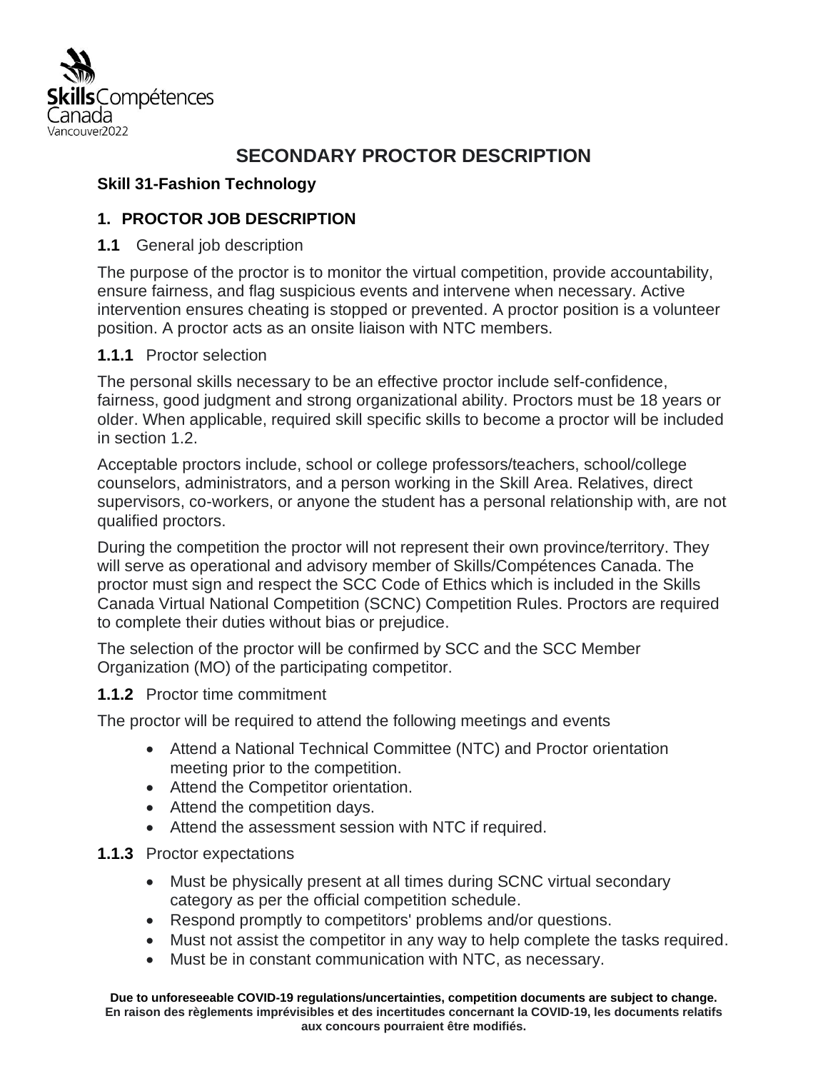# SECONDARY PROCTOR DESCRIPTION

**Skill 31-Fashion Technology**

## 1. PROCTOR JOB DESCRIPTION

**1.1** General job description

The purpose of the proctor is to monitor the virtual competition, provide accountability, ensure fairness, and flag suspicious events and intervene when necessary. Active intervention ensures cheating is stopped or prevented. A proctor position is a volunteer position. A proctor acts as an onsite liaison with NTC members.

**1.1.1** Proctor selection

The personal skills necessary to be an effective proctor include self-confidence, fairness, good judgment and strong organizational ability. Proctors must be 18 years or older. When applicable, required skill specific skills to become a proctor will be included in section 1.2.

Acceptable proctors include, school or college professors/teachers, school/college counselors, administrators, and a person working in the Skill Area. Relatives, direct supervisors, co-workers, or anyone the student has a personal relationship with, are not qualified proctors.

During the competition the proctor will not represent their own province/territory. They will serve as operational and advisory member of Skills/Compétences Canada. The proctor must sign and respect the SCC Code of Ethics which is included in the Skills Canada Virtual National Competition (SCNC) Competition Rules. Proctors are required to complete their duties without bias or prejudice.

The selection of the proctor will be confirmed by SCC and the SCC Member Organization (MO) of the participating competitor.

**1.1.2** Proctor time commitment

The proctor will be required to attend the following meetings and events

- Attend a National Technical Committee (NTC) and Proctor orientation meeting prior to the competition.
- Attend the Competitor orientation.
- Attend the competition days.
- Attend the assessment session with NTC if required.

**1.1.3** Proctor expectations

- Must be physically present at all times during SCNC virtual secondary category as per the official competition schedule.
- Respond promptly to competitors' problems and/or questions.
- Must not assist the competitor in any way to help complete the tasks required.
- Must be in constant communication with NTC, as necessary.

**Due to unforeseeable COVID-19 regulations/uncertainties, competition documents are subject to change.**
**En raison des règlements imprévisibles et des incertitudes concernant la COVID-19, les documents relatifs aux concours pourraient être modifiés.**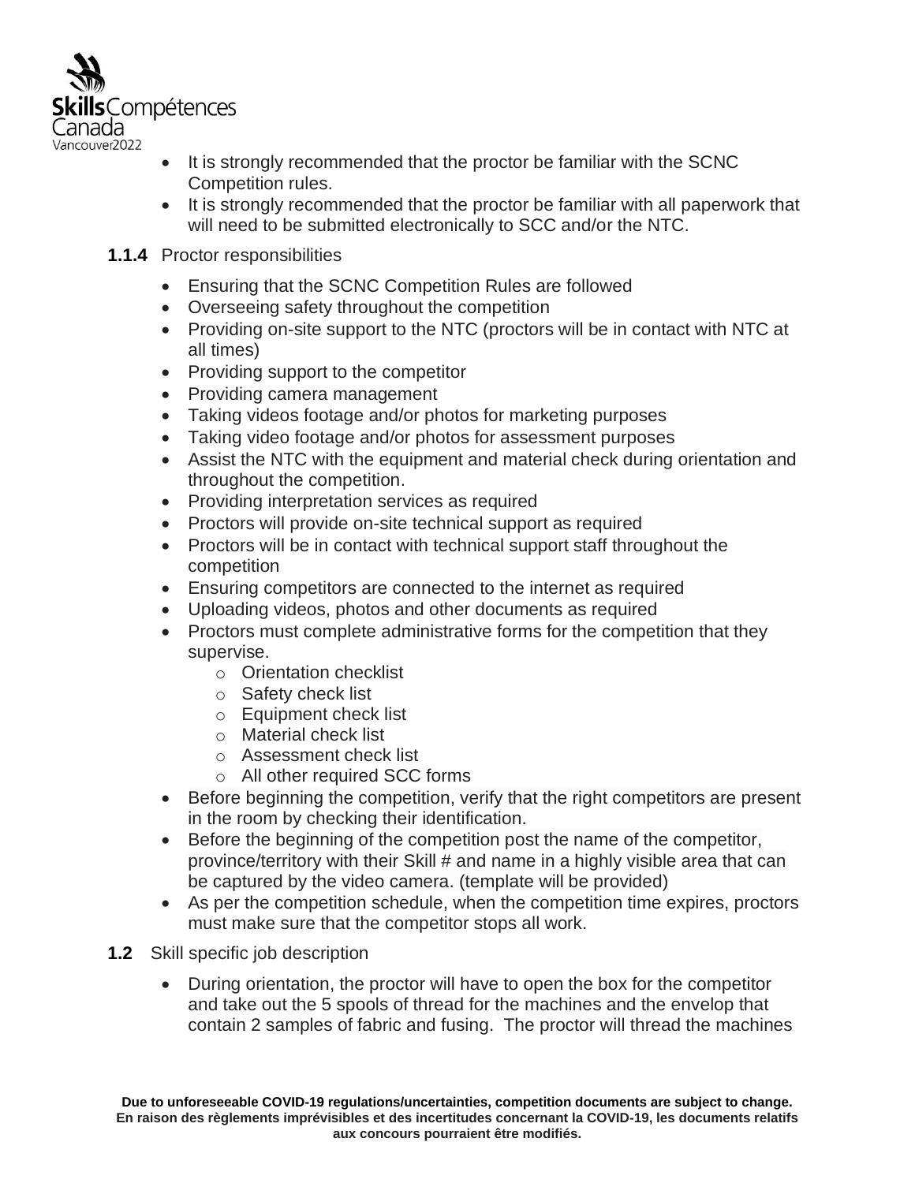- It is strongly recommended that the proctor be familiar with the SCNC Competition rules.
- It is strongly recommended that the proctor be familiar with all paperwork that will need to be submitted electronically to SCC and/or the NTC.

**1.1.4** Proctor responsibilities

- Ensuring that the SCNC Competition Rules are followed
- Overseeing safety throughout the competition
- Providing on-site support to the NTC (proctors will be in contact with NTC at all times)
- Providing support to the competitor
- Providing camera management
- Taking videos footage and/or photos for marketing purposes
- Taking video footage and/or photos for assessment purposes
- Assist the NTC with the equipment and material check during orientation and throughout the competition.
- Providing interpretation services as required
- Proctors will provide on-site technical support as required
- Proctors will be in contact with technical support staff throughout the competition
- Ensuring competitors are connected to the internet as required
- Uploading videos, photos and other documents as required
- Proctors must complete administrative forms for the competition that they supervise.
  - Orientation checklist
  - Safety check list
  - Equipment check list
  - Material check list
  - Assessment check list
  - All other required SCC forms
- Before beginning the competition, verify that the right competitors are present in the room by checking their identification.
- Before the beginning of the competition post the name of the competitor, province/territory with their Skill # and name in a highly visible area that can be captured by the video camera. (template will be provided)
- As per the competition schedule, when the competition time expires, proctors must make sure that the competitor stops all work.

**1.2** Skill specific job description

- During orientation, the proctor will have to open the box for the competitor and take out the 5 spools of thread for the machines and the envelop that contain 2 samples of fabric and fusing. The proctor will thread the machines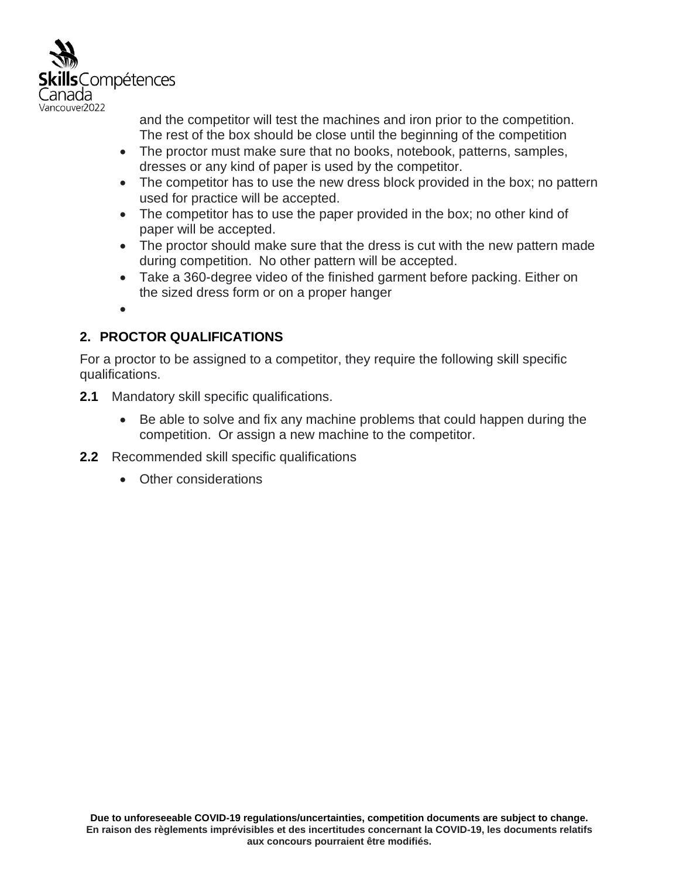and the competitor will test the machines and iron prior to the competition. The rest of the box should be close until the beginning of the competition

- The proctor must make sure that no books, notebook, patterns, samples, dresses or any kind of paper is used by the competitor.
- The competitor has to use the new dress block provided in the box; no pattern used for practice will be accepted.
- The competitor has to use the paper provided in the box; no other kind of paper will be accepted.
- The proctor should make sure that the dress is cut with the new pattern made during competition. No other pattern will be accepted.
- Take a 360-degree video of the finished garment before packing. Either on the sized dress form or on a proper hanger
-

## 2. PROCTOR QUALIFICATIONS

For a proctor to be assigned to a competitor, they require the following skill specific qualifications.

**2.1** Mandatory skill specific qualifications.

- Be able to solve and fix any machine problems that could happen during the competition. Or assign a new machine to the competitor.

**2.2** Recommended skill specific qualifications

- Other considerations

**Due to unforeseeable COVID-19 regulations/uncertainties, competition documents are subject to change.**
**En raison des règlements imprévisibles et des incertitudes concernant la COVID-19, les documents relatifs aux concours pourraient être modifiés.**